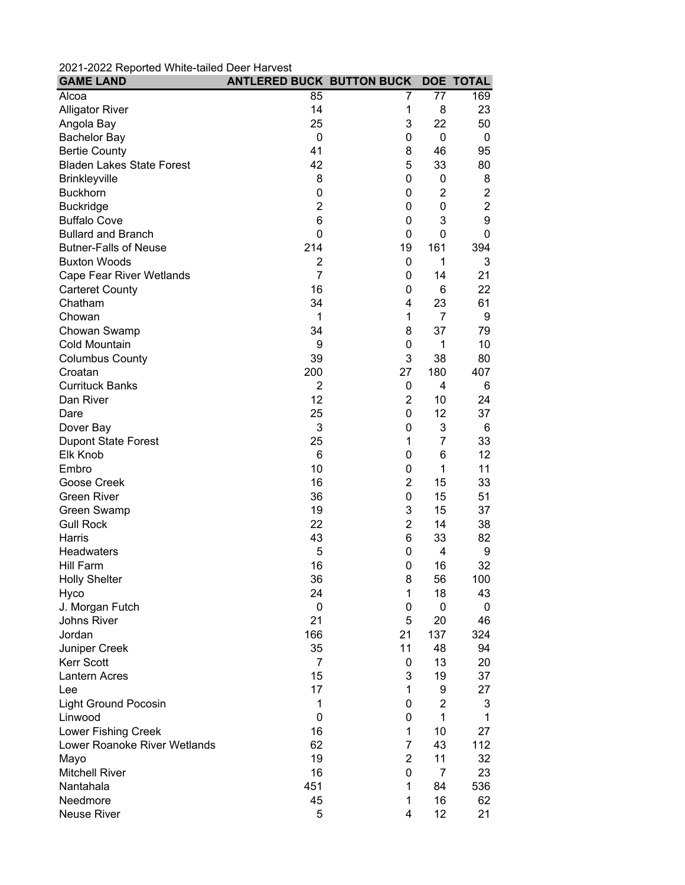2021-2022 Reported White-tailed Deer Harvest

| GAME LAND | ANTLERED BUCK | BUTTON BUCK | DOE | TOTAL |
|---|---|---|---|---|
| Alcoa | 85 | 7 | 77 | 169 |
| Alligator River | 14 | 1 | 8 | 23 |
| Angola Bay | 25 | 3 | 22 | 50 |
| Bachelor Bay | 0 | 0 | 0 | 0 |
| Bertie County | 41 | 8 | 46 | 95 |
| Bladen Lakes State Forest | 42 | 5 | 33 | 80 |
| Brinkleyville | 8 | 0 | 0 | 8 |
| Buckhorn | 0 | 0 | 2 | 2 |
| Buckridge | 2 | 0 | 0 | 2 |
| Buffalo Cove | 6 | 0 | 3 | 9 |
| Bullard and Branch | 0 | 0 | 0 | 0 |
| Butner-Falls of Neuse | 214 | 19 | 161 | 394 |
| Buxton Woods | 2 | 0 | 1 | 3 |
| Cape Fear River Wetlands | 7 | 0 | 14 | 21 |
| Carteret County | 16 | 0 | 6 | 22 |
| Chatham | 34 | 4 | 23 | 61 |
| Chowan | 1 | 1 | 7 | 9 |
| Chowan Swamp | 34 | 8 | 37 | 79 |
| Cold Mountain | 9 | 0 | 1 | 10 |
| Columbus County | 39 | 3 | 38 | 80 |
| Croatan | 200 | 27 | 180 | 407 |
| Currituck Banks | 2 | 0 | 4 | 6 |
| Dan River | 12 | 2 | 10 | 24 |
| Dare | 25 | 0 | 12 | 37 |
| Dover Bay | 3 | 0 | 3 | 6 |
| Dupont State Forest | 25 | 1 | 7 | 33 |
| Elk Knob | 6 | 0 | 6 | 12 |
| Embro | 10 | 0 | 1 | 11 |
| Goose Creek | 16 | 2 | 15 | 33 |
| Green River | 36 | 0 | 15 | 51 |
| Green Swamp | 19 | 3 | 15 | 37 |
| Gull Rock | 22 | 2 | 14 | 38 |
| Harris | 43 | 6 | 33 | 82 |
| Headwaters | 5 | 0 | 4 | 9 |
| Hill Farm | 16 | 0 | 16 | 32 |
| Holly Shelter | 36 | 8 | 56 | 100 |
| Hyco | 24 | 1 | 18 | 43 |
| J. Morgan Futch | 0 | 0 | 0 | 0 |
| Johns River | 21 | 5 | 20 | 46 |
| Jordan | 166 | 21 | 137 | 324 |
| Juniper Creek | 35 | 11 | 48 | 94 |
| Kerr Scott | 7 | 0 | 13 | 20 |
| Lantern Acres | 15 | 3 | 19 | 37 |
| Lee | 17 | 1 | 9 | 27 |
| Light Ground Pocosin | 1 | 0 | 2 | 3 |
| Linwood | 0 | 0 | 1 | 1 |
| Lower Fishing Creek | 16 | 1 | 10 | 27 |
| Lower Roanoke River Wetlands | 62 | 7 | 43 | 112 |
| Mayo | 19 | 2 | 11 | 32 |
| Mitchell River | 16 | 0 | 7 | 23 |
| Nantahala | 451 | 1 | 84 | 536 |
| Needmore | 45 | 1 | 16 | 62 |
| Neuse River | 5 | 4 | 12 | 21 |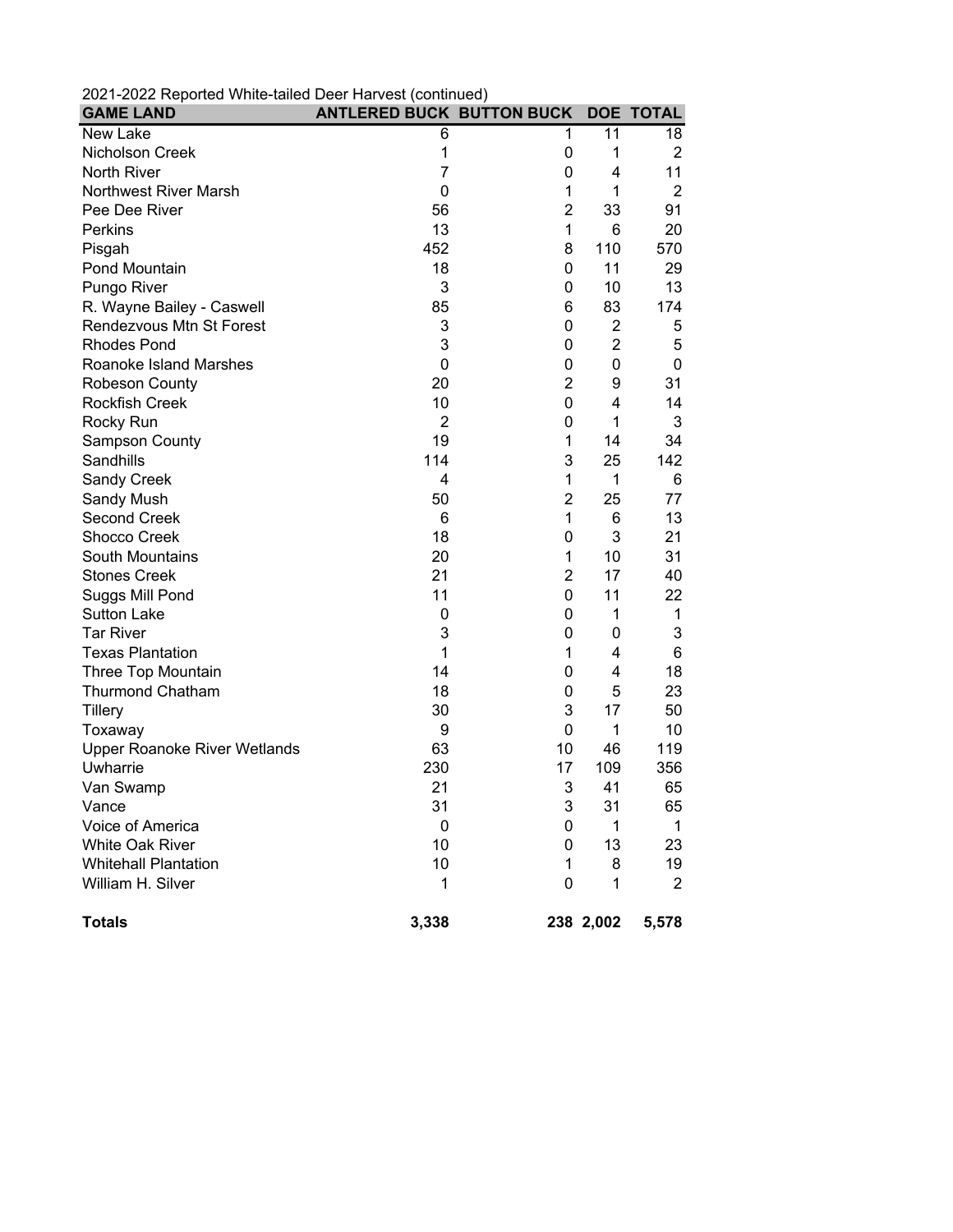2021-2022 Reported White-tailed Deer Harvest (continued)

| GAME LAND | ANTLERED BUCK | BUTTON BUCK | DOE | TOTAL |
|---|---|---|---|---|
| New Lake | 6 | 1 | 11 | 18 |
| Nicholson Creek | 1 | 0 | 1 | 2 |
| North River | 7 | 0 | 4 | 11 |
| Northwest River Marsh | 0 | 1 | 1 | 2 |
| Pee Dee River | 56 | 2 | 33 | 91 |
| Perkins | 13 | 1 | 6 | 20 |
| Pisgah | 452 | 8 | 110 | 570 |
| Pond Mountain | 18 | 0 | 11 | 29 |
| Pungo River | 3 | 0 | 10 | 13 |
| R. Wayne Bailey - Caswell | 85 | 6 | 83 | 174 |
| Rendezvous Mtn St Forest | 3 | 0 | 2 | 5 |
| Rhodes Pond | 3 | 0 | 2 | 5 |
| Roanoke Island Marshes | 0 | 0 | 0 | 0 |
| Robeson County | 20 | 2 | 9 | 31 |
| Rockfish Creek | 10 | 0 | 4 | 14 |
| Rocky Run | 2 | 0 | 1 | 3 |
| Sampson County | 19 | 1 | 14 | 34 |
| Sandhills | 114 | 3 | 25 | 142 |
| Sandy Creek | 4 | 1 | 1 | 6 |
| Sandy Mush | 50 | 2 | 25 | 77 |
| Second Creek | 6 | 1 | 6 | 13 |
| Shocco Creek | 18 | 0 | 3 | 21 |
| South Mountains | 20 | 1 | 10 | 31 |
| Stones Creek | 21 | 2 | 17 | 40 |
| Suggs Mill Pond | 11 | 0 | 11 | 22 |
| Sutton Lake | 0 | 0 | 1 | 1 |
| Tar River | 3 | 0 | 0 | 3 |
| Texas Plantation | 1 | 1 | 4 | 6 |
| Three Top Mountain | 14 | 0 | 4 | 18 |
| Thurmond Chatham | 18 | 0 | 5 | 23 |
| Tillery | 30 | 3 | 17 | 50 |
| Toxaway | 9 | 0 | 1 | 10 |
| Upper Roanoke River Wetlands | 63 | 10 | 46 | 119 |
| Uwharrie | 230 | 17 | 109 | 356 |
| Van Swamp | 21 | 3 | 41 | 65 |
| Vance | 31 | 3 | 31 | 65 |
| Voice of America | 0 | 0 | 1 | 1 |
| White Oak River | 10 | 0 | 13 | 23 |
| Whitehall Plantation | 10 | 1 | 8 | 19 |
| William H. Silver | 1 | 0 | 1 | 2 |
| **Totals** | **3,338** | **238** | **2,002** | **5,578** |